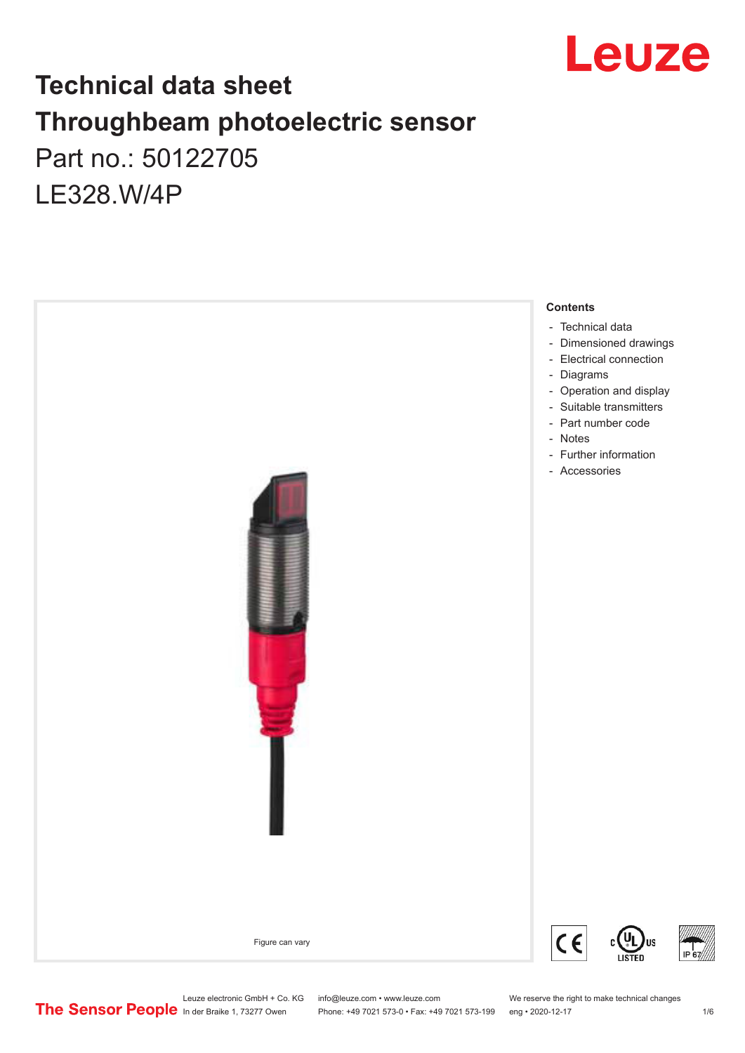# Technical data sheet
# Throughbeam photoelectric sensor
Part no.: 50122705

LE328.W/4P

Figure can vary

**Contents**

- Technical data
- Dimensioned drawings
- Electrical connection
- Diagrams
- Operation and display
- Suitable transmitters
- Part number code
- Notes
- Further information
- Accessories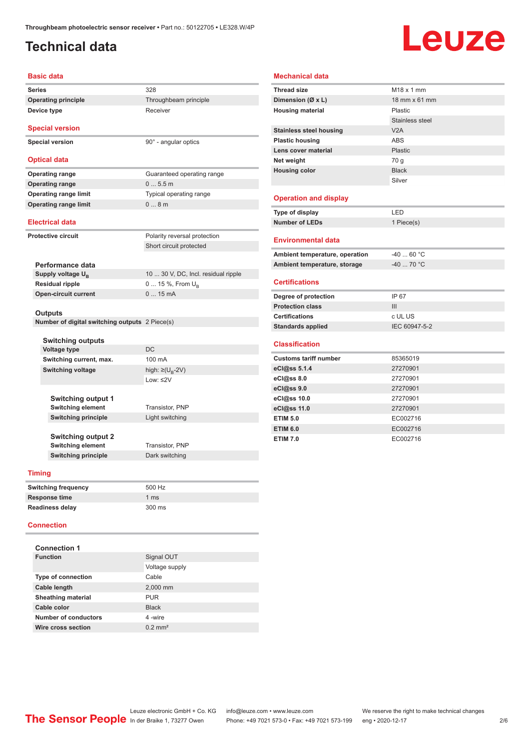# Technical data

## Basic data

| | |
|---|---|
| **Series** | 328 |
| **Operating principle** | Throughbeam principle |
| **Device type** | Receiver |

## Special version

| | |
|---|---|
| **Special version** | 90° - angular optics |

## Optical data

| | |
|---|---|
| **Operating range** | Guaranteed operating range |
| **Operating range** | 0 ... 5.5 m |
| **Operating range limit** | Typical operating range |
| **Operating range limit** | 0 ... 8 m |

## Electrical data

| | |
|---|---|
| **Protective circuit** | Polarity reversal protection |
| | Short circuit protected |

### Performance data

| | |
|---|---|
| **Supply voltage $U_B$** | 10 ... 30 V, DC, Incl. residual ripple |
| **Residual ripple** | 0 ... 15 %, From $U_B$ |
| **Open-circuit current** | 0 ... 15 mA |

### Outputs

| | |
|---|---|
| **Number of digital switching outputs** | 2 Piece(s) |

### Switching outputs

| | |
|---|---|
| **Voltage type** | DC |
| **Switching current, max.** | 100 mA |
| **Switching voltage** | high: ≥($U_B$-2V) |
| | Low: ≤2V |

### Switching output 1

| | |
|---|---|
| **Switching element** | Transistor, PNP |
| **Switching principle** | Light switching |

### Switching output 2

| | |
|---|---|
| **Switching element** | Transistor, PNP |
| **Switching principle** | Dark switching |

## Timing

| | |
|---|---|
| **Switching frequency** | 500 Hz |
| **Response time** | 1 ms |
| **Readiness delay** | 300 ms |

## Connection

### Connection 1

| | |
|---|---|
| **Function** | Signal OUT |
| | Voltage supply |
| **Type of connection** | Cable |
| **Cable length** | 2,000 mm |
| **Sheathing material** | PUR |
| **Cable color** | Black |
| **Number of conductors** | 4 -wire |
| **Wire cross section** | 0.2 mm² |

## Mechanical data

| | |
|---|---|
| **Thread size** | M18 x 1 mm |
| **Dimension (Ø x L)** | 18 mm x 61 mm |
| **Housing material** | Plastic |
| | Stainless steel |
| **Stainless steel housing** | V2A |
| **Plastic housing** | ABS |
| **Lens cover material** | Plastic |
| **Net weight** | 70 g |
| **Housing color** | Black |
| | Silver |

## Operation and display

| | |
|---|---|
| **Type of display** | LED |
| **Number of LEDs** | 1 Piece(s) |

## Environmental data

| | |
|---|---|
| **Ambient temperature, operation** | -40 ... 60 °C |
| **Ambient temperature, storage** | -40 ... 70 °C |

## Certifications

| | |
|---|---|
| **Degree of protection** | IP 67 |
| **Protection class** | III |
| **Certifications** | c UL US |
| **Standards applied** | IEC 60947-5-2 |

## Classification

| | |
|---|---|
| **Customs tariff number** | 85365019 |
| **eCl@ss 5.1.4** | 27270901 |
| **eCl@ss 8.0** | 27270901 |
| **eCl@ss 9.0** | 27270901 |
| **eCl@ss 10.0** | 27270901 |
| **eCl@ss 11.0** | 27270901 |
| **ETIM 5.0** | EC002716 |
| **ETIM 6.0** | EC002716 |
| **ETIM 7.0** | EC002716 |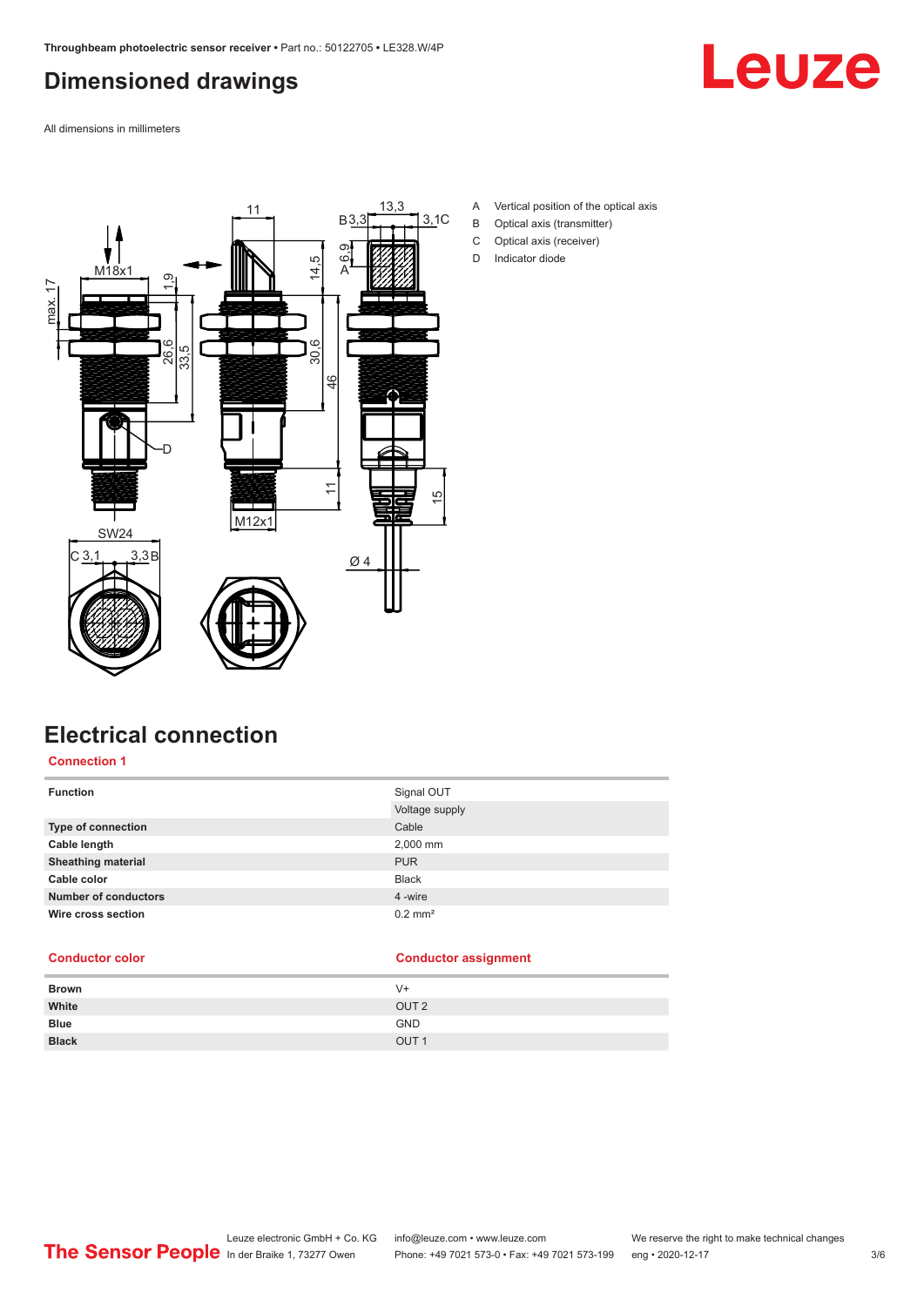# Dimensioned drawings

All dimensions in millimeters

A Vertical position of the optical axis
B Optical axis (transmitter)
C Optical axis (receiver)
D Indicator diode

# Electrical connection

## Connection 1

| Function | Signal OUT |
|---|---|
| | Voltage supply |
| Type of connection | Cable |
| Cable length | 2,000 mm |
| Sheathing material | PUR |
| Cable color | Black |
| Number of conductors | 4 -wire |
| Wire cross section | 0.2 mm² |

| Conductor color | Conductor assignment |
|---|---|
| Brown | V+ |
| White | OUT 2 |
| Blue | GND |
| Black | OUT 1 |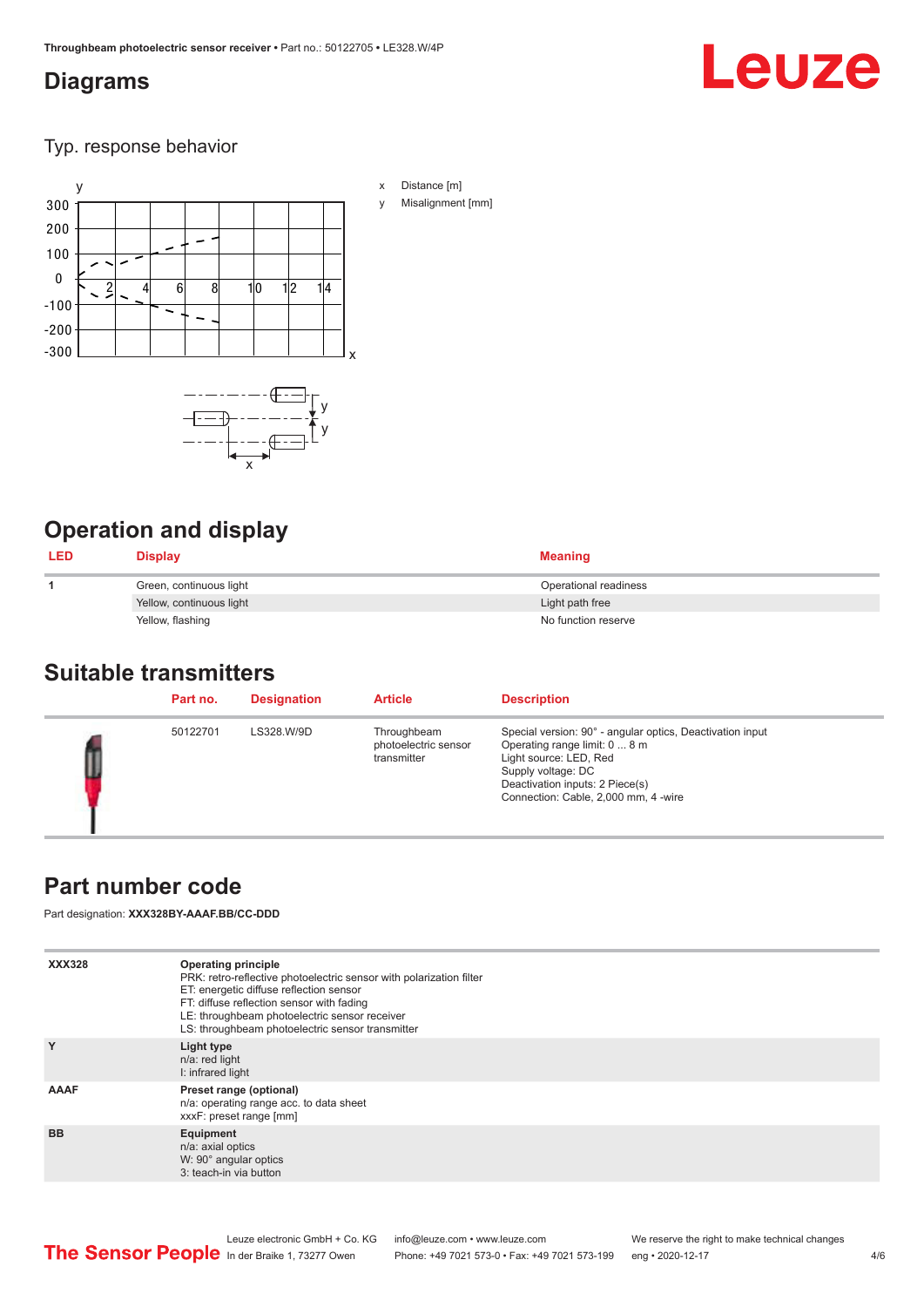## Diagrams

### Typ. response behavior

x Distance [m]

y Misalignment [mm]

## Operation and display

| LED | Display | Meaning |
|---|---|---|
| 1 | Green, continuous light | Operational readiness |
| | Yellow, continuous light | Light path free |
| | Yellow, flashing | No function reserve |

## Suitable transmitters

| Part no. | Designation | Article | Description |
|---|---|---|---|
| 50122701 | LS328.W/9D | Throughbeam photoelectric sensor transmitter | Special version: 90° - angular optics, Deactivation input<br>Operating range limit: 0 ... 8 m<br>Light source: LED, Red<br>Supply voltage: DC<br>Deactivation inputs: 2 Piece(s)<br>Connection: Cable, 2,000 mm, 4 -wire |

## Part number code

Part designation: **XXX328BY-AAAF.BB/CC-DDD**

| | |
|---|---|
| **XXX328** | **Operating principle**<br>PRK: retro-reflective photoelectric sensor with polarization filter<br>ET: energetic diffuse reflection sensor<br>FT: diffuse reflection sensor with fading<br>LE: throughbeam photoelectric sensor receiver<br>LS: throughbeam photoelectric sensor transmitter |
| **Y** | **Light type**<br>n/a: red light<br>I: infrared light |
| **AAAF** | **Preset range (optional)**<br>n/a: operating range acc. to data sheet<br>xxxF: preset range [mm] |
| **BB** | **Equipment**<br>n/a: axial optics<br>W: 90° angular optics<br>3: teach-in via button |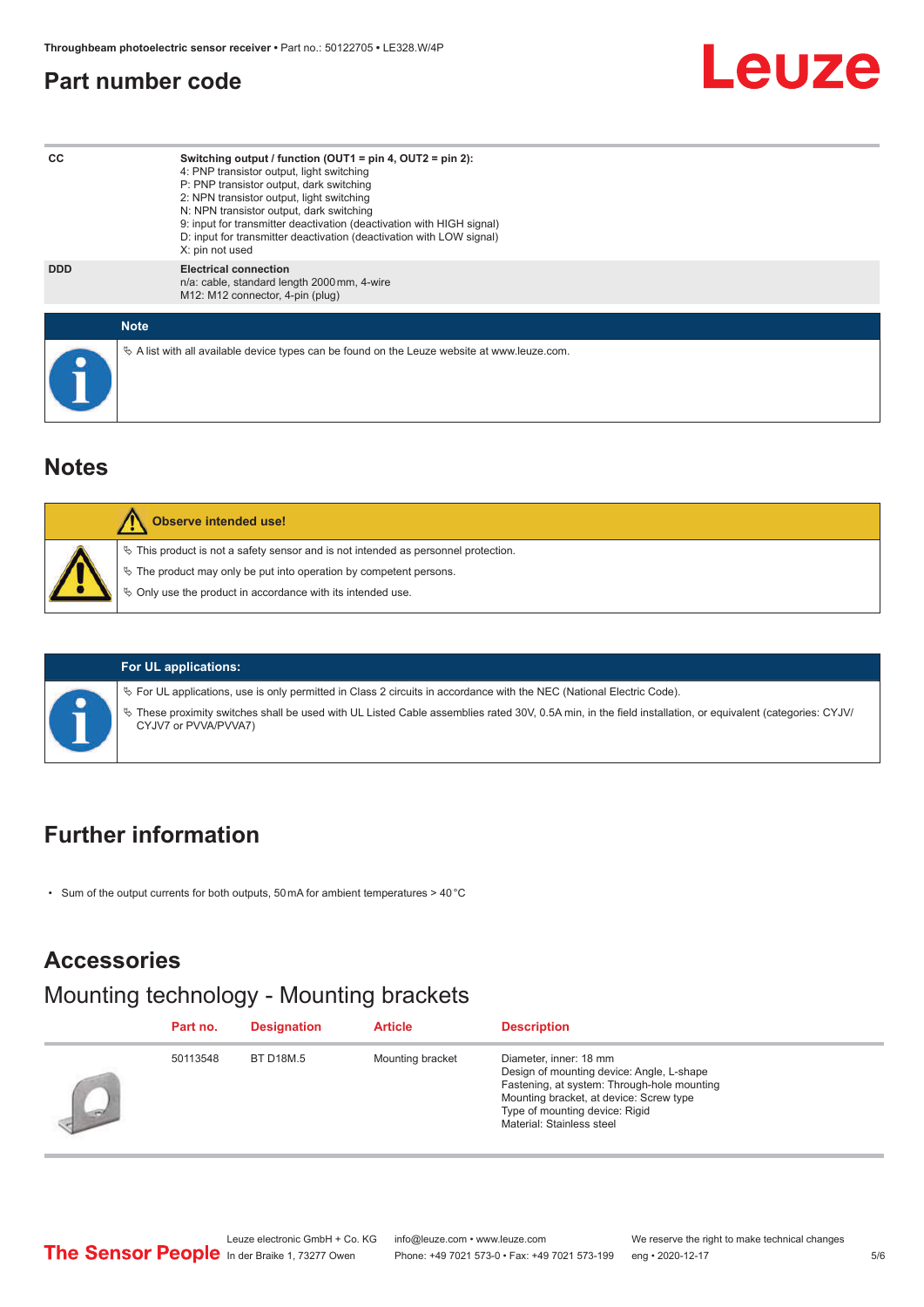## Part number code

| | |
|---|---|
| CC | **Switching output / function (OUT1 = pin 4, OUT2 = pin 2):**<br>4: PNP transistor output, light switching<br>P: PNP transistor output, dark switching<br>2: NPN transistor output, light switching<br>N: NPN transistor output, dark switching<br>9: input for transmitter deactivation (deactivation with HIGH signal)<br>D: input for transmitter deactivation (deactivation with LOW signal)<br>X: pin not used |
| DDD | **Electrical connection**<br>n/a: cable, standard length 2000 mm, 4-wire<br>M12: M12 connector, 4-pin (plug) |

**Note**

- A list with all available device types can be found on the Leuze website at www.leuze.com.

## Notes

**Observe intended use!**

- This product is not a safety sensor and is not intended as personnel protection.
- The product may only be put into operation by competent persons.
- Only use the product in accordance with its intended use.

**For UL applications:**

- For UL applications, use is only permitted in Class 2 circuits in accordance with the NEC (National Electric Code).
- These proximity switches shall be used with UL Listed Cable assemblies rated 30V, 0.5A min, in the field installation, or equivalent (categories: CYJV/ CYJV7 or PVVA/PVVA7)

## Further information

- Sum of the output currents for both outputs, 50 mA for ambient temperatures > 40 °C

## Accessories

### Mounting technology - Mounting brackets

| Part no. | Designation | Article | Description |
|---|---|---|---|
| 50113548 | BT D18M.5 | Mounting bracket | Diameter, inner: 18 mm<br>Design of mounting device: Angle, L-shape<br>Fastening, at system: Through-hole mounting<br>Mounting bracket, at device: Screw type<br>Type of mounting device: Rigid<br>Material: Stainless steel |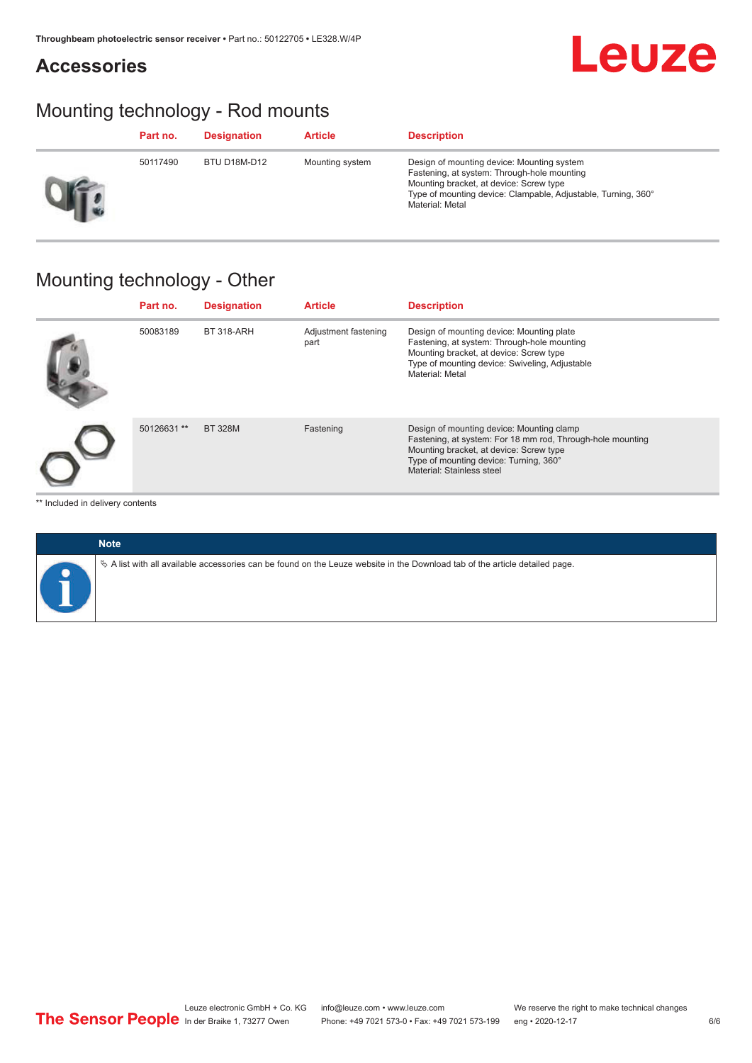## Accessories

# Mounting technology - Rod mounts

| | Part no. | Designation | Article | Description |
|---|---|---|---|---|
| | 50117490 | BTU D18M-D12 | Mounting system | Design of mounting device: Mounting system<br>Fastening, at system: Through-hole mounting<br>Mounting bracket, at device: Screw type<br>Type of mounting device: Clampable, Adjustable, Turning, 360°<br>Material: Metal |

# Mounting technology - Other

| | Part no. | Designation | Article | Description |
|---|---|---|---|---|
| | 50083189 | BT 318-ARH | Adjustment fastening part | Design of mounting device: Mounting plate<br>Fastening, at system: Through-hole mounting<br>Mounting bracket, at device: Screw type<br>Type of mounting device: Swiveling, Adjustable<br>Material: Metal |
| | 50126631 ** | BT 328M | Fastening | Design of mounting device: Mounting clamp<br>Fastening, at system: For 18 mm rod, Through-hole mounting<br>Mounting bracket, at device: Screw type<br>Type of mounting device: Turning, 360°<br>Material: Stainless steel |

** Included in delivery contents

**Note**

↳ A list with all available accessories can be found on the Leuze website in the Download tab of the article detailed page.